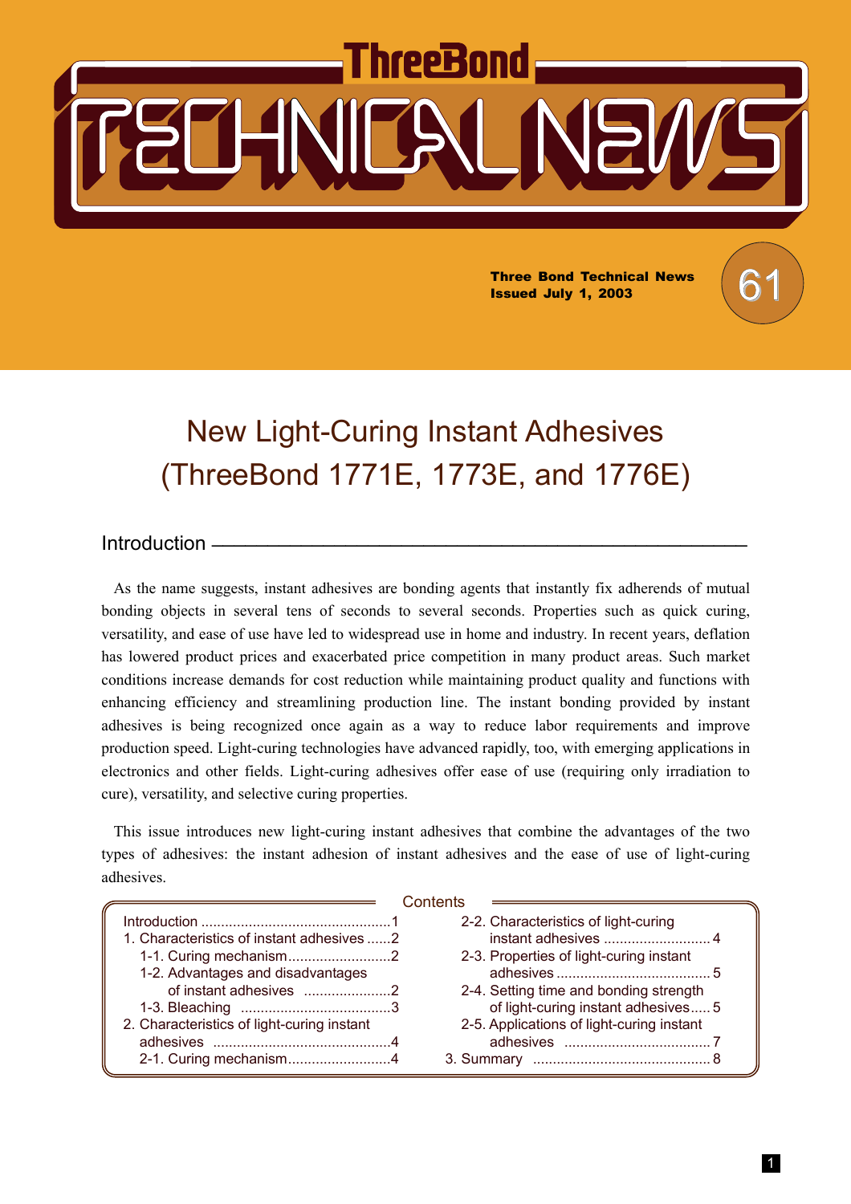ThreeBond

# TECHNICAL NEWS

**Three Bond Technical News**
**Issued July 1, 2003**

61

# New Light-Curing Instant Adhesives (ThreeBond 1771E, 1773E, and 1776E)

## Introduction

As the name suggests, instant adhesives are bonding agents that instantly fix adherends of mutual bonding objects in several tens of seconds to several seconds. Properties such as quick curing, versatility, and ease of use have led to widespread use in home and industry. In recent years, deflation has lowered product prices and exacerbated price competition in many product areas. Such market conditions increase demands for cost reduction while maintaining product quality and functions with enhancing efficiency and streamlining production line. The instant bonding provided by instant adhesives is being recognized once again as a way to reduce labor requirements and improve production speed. Light-curing technologies have advanced rapidly, too, with emerging applications in electronics and other fields. Light-curing adhesives offer ease of use (requiring only irradiation to cure), versatility, and selective curing properties.

This issue introduces new light-curing instant adhesives that combine the advantages of the two types of adhesives: the instant adhesion of instant adhesives and the ease of use of light-curing adhesives.

**Contents**

- Introduction ........................................1
- 1. Characteristics of instant adhesives ......2
  - 1-1. Curing mechanism..........................2
  - 1-2. Advantages and disadvantages of instant adhesives ......................2
  - 1-3. Bleaching ......................................3
- 2. Characteristics of light-curing instant adhesives .............................................4
  - 2-1. Curing mechanism..........................4
  - 2-2. Characteristics of light-curing instant adhesives ...........................4
  - 2-3. Properties of light-curing instant adhesives .......................................5
  - 2-4. Setting time and bonding strength of light-curing instant adhesives.....5
  - 2-5. Applications of light-curing instant adhesives .....................................7
- 3. Summary .............................................8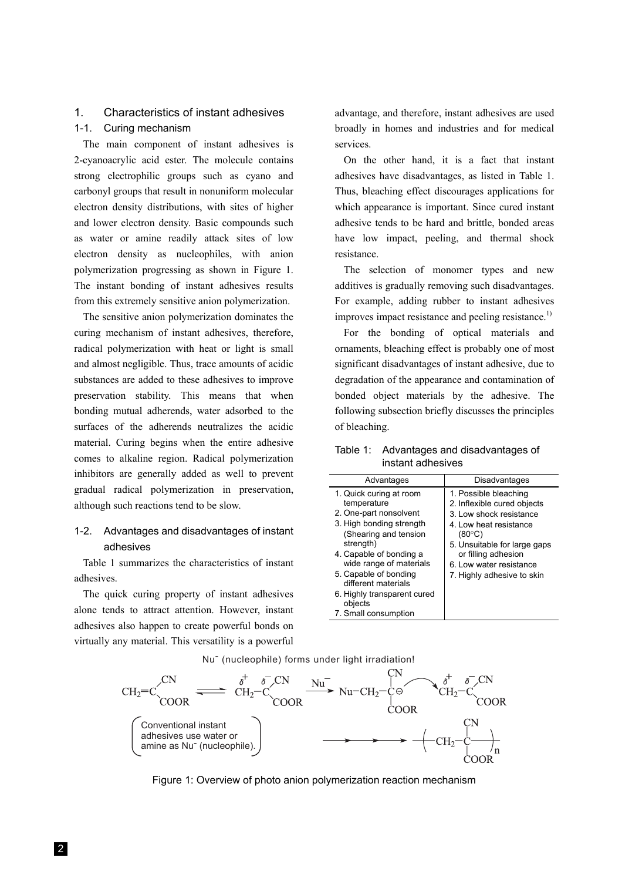## 1. Characteristics of instant adhesives

### 1-1. Curing mechanism

The main component of instant adhesives is 2-cyanoacrylic acid ester. The molecule contains strong electrophilic groups such as cyano and carbonyl groups that result in nonuniform molecular electron density distributions, with sites of higher and lower electron density. Basic compounds such as water or amine readily attack sites of low electron density as nucleophiles, with anion polymerization progressing as shown in Figure 1. The instant bonding of instant adhesives results from this extremely sensitive anion polymerization.

The sensitive anion polymerization dominates the curing mechanism of instant adhesives, therefore, radical polymerization with heat or light is small and almost negligible. Thus, trace amounts of acidic substances are added to these adhesives to improve preservation stability. This means that when bonding mutual adherends, water adsorbed to the surfaces of the adherends neutralizes the acidic material. Curing begins when the entire adhesive comes to alkaline region. Radical polymerization inhibitors are generally added as well to prevent gradual radical polymerization in preservation, although such reactions tend to be slow.

### 1-2. Advantages and disadvantages of instant adhesives

Table 1 summarizes the characteristics of instant adhesives.

The quick curing property of instant adhesives alone tends to attract attention. However, instant adhesives also happen to create powerful bonds on virtually any material. This versatility is a powerful advantage, and therefore, instant adhesives are used broadly in homes and industries and for medical services.

On the other hand, it is a fact that instant adhesives have disadvantages, as listed in Table 1. Thus, bleaching effect discourages applications for which appearance is important. Since cured instant adhesive tends to be hard and brittle, bonded areas have low impact, peeling, and thermal shock resistance.

The selection of monomer types and new additives is gradually removing such disadvantages. For example, adding rubber to instant adhesives improves impact resistance and peeling resistance.[1)]

For the bonding of optical materials and ornaments, bleaching effect is probably one of most significant disadvantages of instant adhesive, due to degradation of the appearance and contamination of bonded object materials by the adhesive. The following subsection briefly discusses the principles of bleaching.

Table 1: Advantages and disadvantages of instant adhesives

| Advantages | Disadvantages |
|---|---|
| 1. Quick curing at room temperature | 1. Possible bleaching |
| 2. One-part nonsolvent | 2. Inflexible cured objects |
| 3. High bonding strength (Shearing and tension strength) | 3. Low shock resistance |
| 4. Capable of bonding a wide range of materials | 4. Low heat resistance (80°C) |
| 5. Capable of bonding different materials | 5. Unsuitable for large gaps or filling adhesion |
| 6. Highly transparent cured objects | 6. Low water resistance |
| 7. Small consumption | 7. Highly adhesive to skin |

Nu⁻ (nucleophile) forms under light irradiation!

$$CH_2{=}C(CN)COOR \rightleftharpoons \overset{\delta+}{C}H_2{-}\overset{\delta-}{C}(CN)COOR \xrightarrow{Nu^-} Nu{-}CH_2{-}C^{\ominus}(CN)(COOR) \;\; \overset{\delta+}{C}H_2{-}\overset{\delta-}{C}(CN)COOR \longrightarrow \longrightarrow {-}\!\left(CH_2{-}C(CN)(COOR)\right)_n\!{-}$$

Conventional instant adhesives use water or amine as Nu⁻ (nucleophile).

Figure 1: Overview of photo anion polymerization reaction mechanism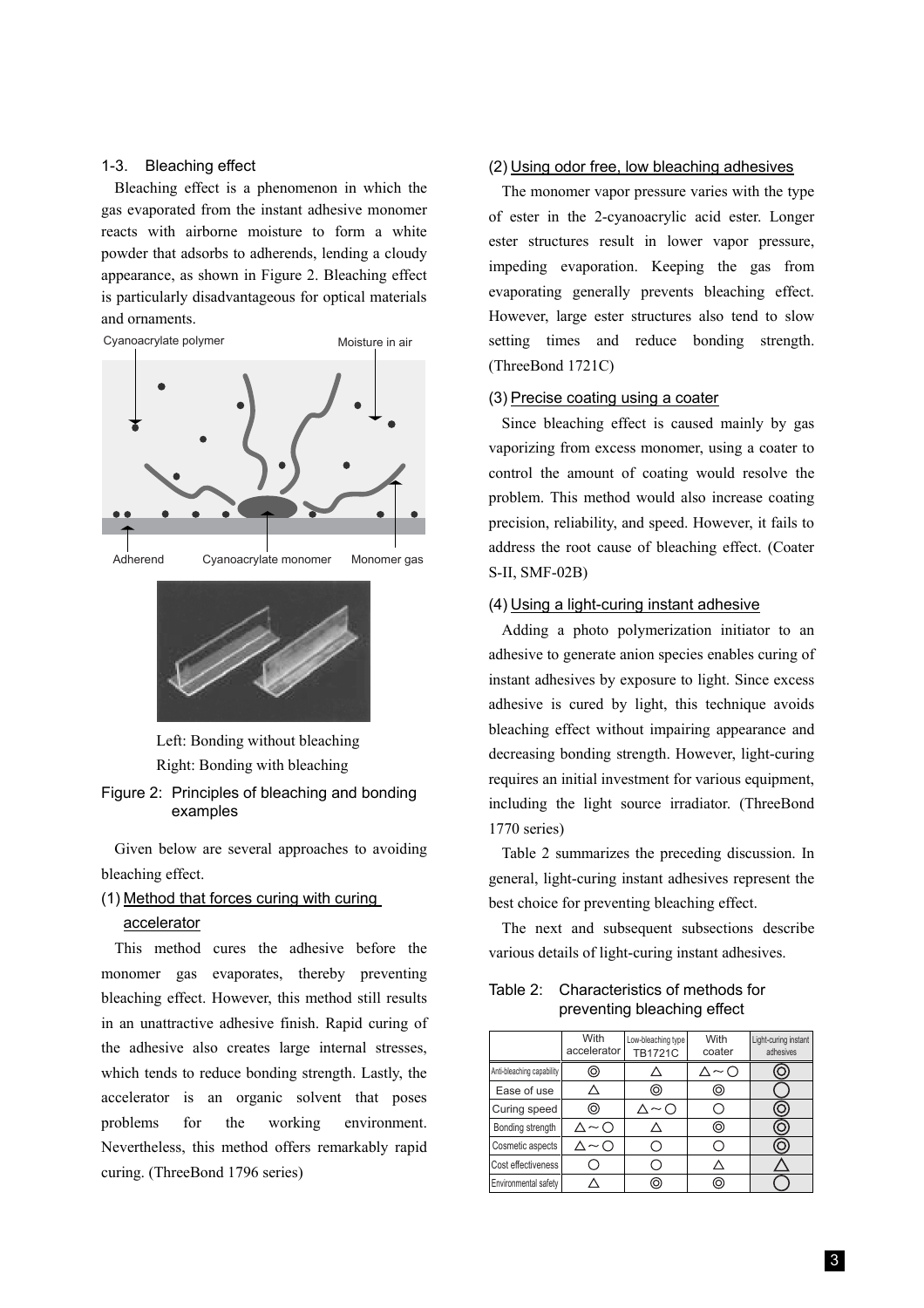### 1-3. Bleaching effect

Bleaching effect is a phenomenon in which the gas evaporated from the instant adhesive monomer reacts with airborne moisture to form a white powder that adsorbs to adherends, lending a cloudy appearance, as shown in Figure 2. Bleaching effect is particularly disadvantageous for optical materials and ornaments.

Left: Bonding without bleaching
Right: Bonding with bleaching

Figure 2: Principles of bleaching and bonding examples

Given below are several approaches to avoiding bleaching effect.

#### (1) Method that forces curing with curing accelerator

This method cures the adhesive before the monomer gas evaporates, thereby preventing bleaching effect. However, this method still results in an unattractive adhesive finish. Rapid curing of the adhesive also creates large internal stresses, which tends to reduce bonding strength. Lastly, the accelerator is an organic solvent that poses problems for the working environment. Nevertheless, this method offers remarkably rapid curing. (ThreeBond 1796 series)

#### (2) Using odor free, low bleaching adhesives

The monomer vapor pressure varies with the type of ester in the 2-cyanoacrylic acid ester. Longer ester structures result in lower vapor pressure, impeding evaporation. Keeping the gas from evaporating generally prevents bleaching effect. However, large ester structures also tend to slow setting times and reduce bonding strength. (ThreeBond 1721C)

#### (3) Precise coating using a coater

Since bleaching effect is caused mainly by gas vaporizing from excess monomer, using a coater to control the amount of coating would resolve the problem. This method would also increase coating precision, reliability, and speed. However, it fails to address the root cause of bleaching effect. (Coater S-II, SMF-02B)

#### (4) Using a light-curing instant adhesive

Adding a photo polymerization initiator to an adhesive to generate anion species enables curing of instant adhesives by exposure to light. Since excess adhesive is cured by light, this technique avoids bleaching effect without impairing appearance and decreasing bonding strength. However, light-curing requires an initial investment for various equipment, including the light source irradiator. (ThreeBond 1770 series)

Table 2 summarizes the preceding discussion. In general, light-curing instant adhesives represent the best choice for preventing bleaching effect.

The next and subsequent subsections describe various details of light-curing instant adhesives.

Table 2: Characteristics of methods for preventing bleaching effect

| | With accelerator | Low-bleaching type TB1721C | With coater | Light-curing instant adhesives |
|---|---|---|---|---|
| Anti-bleaching capability | ◎ | △ | △～○ | ◎ |
| Ease of use | △ | ◎ | ◎ | ○ |
| Curing speed | ◎ | △～○ | ○ | ◎ |
| Bonding strength | △～○ | △ | ◎ | ◎ |
| Cosmetic aspects | △～○ | ○ | ○ | ◎ |
| Cost effectiveness | ○ | ○ | △ | △ |
| Environmental safety | △ | ◎ | ◎ | ○ |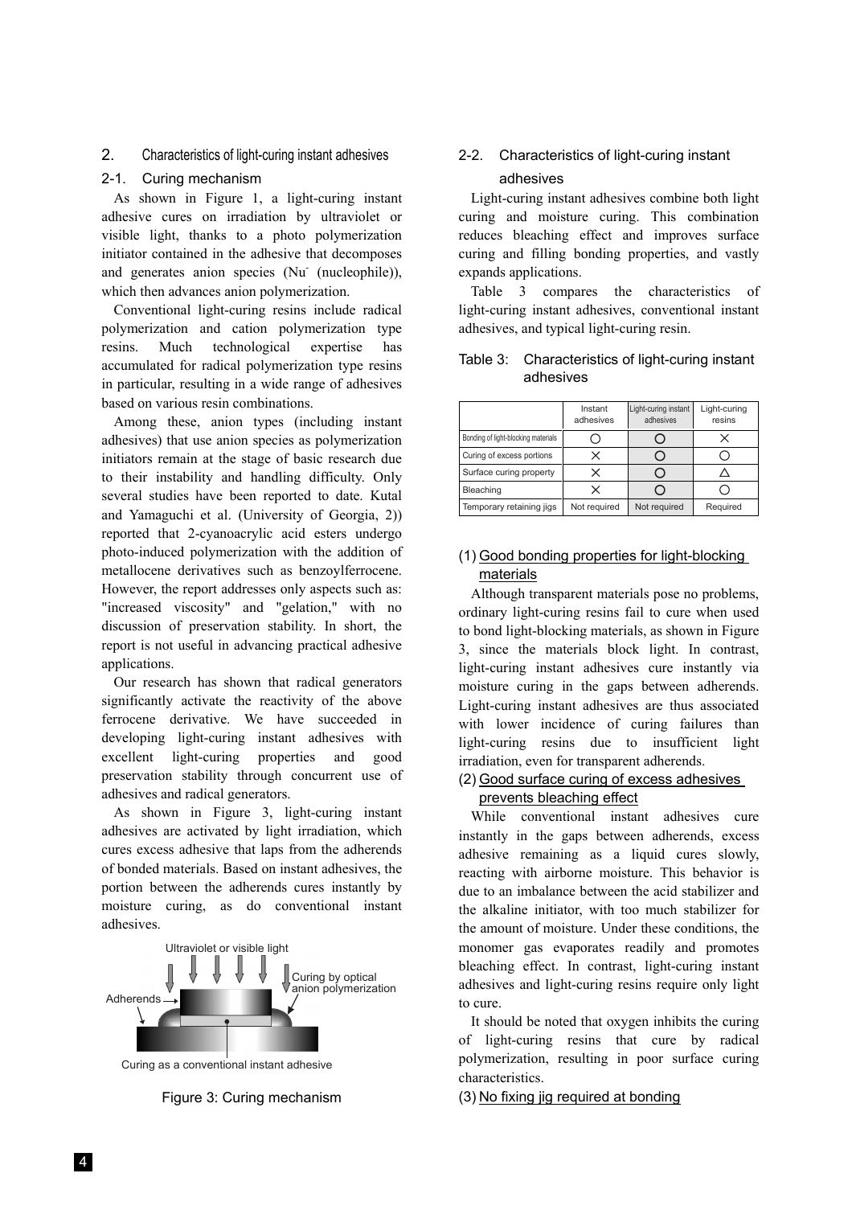## 2. Characteristics of light-curing instant adhesives

### 2-1. Curing mechanism

As shown in Figure 1, a light-curing instant adhesive cures on irradiation by ultraviolet or visible light, thanks to a photo polymerization initiator contained in the adhesive that decomposes and generates anion species ($Nu^-$ (nucleophile)), which then advances anion polymerization.

Conventional light-curing resins include radical polymerization and cation polymerization type resins. Much technological expertise has accumulated for radical polymerization type resins in particular, resulting in a wide range of adhesives based on various resin combinations.

Among these, anion types (including instant adhesives) that use anion species as polymerization initiators remain at the stage of basic research due to their instability and handling difficulty. Only several studies have been reported to date. Kutal and Yamaguchi et al. (University of Georgia, 2)) reported that 2-cyanoacrylic acid esters undergo photo-induced polymerization with the addition of metallocene derivatives such as benzoylferrocene. However, the report addresses only aspects such as: "increased viscosity" and "gelation," with no discussion of preservation stability. In short, the report is not useful in advancing practical adhesive applications.

Our research has shown that radical generators significantly activate the reactivity of the above ferrocene derivative. We have succeeded in developing light-curing instant adhesives with excellent light-curing properties and good preservation stability through concurrent use of adhesives and radical generators.

As shown in Figure 3, light-curing instant adhesives are activated by light irradiation, which cures excess adhesive that laps from the adherends of bonded materials. Based on instant adhesives, the portion between the adherends cures instantly by moisture curing, as do conventional instant adhesives.

Ultraviolet or visible light

Curing by optical anion polymerization

Adherends

Curing as a conventional instant adhesive

Figure 3: Curing mechanism

### 2-2. Characteristics of light-curing instant adhesives

Light-curing instant adhesives combine both light curing and moisture curing. This combination reduces bleaching effect and improves surface curing and filling bonding properties, and vastly expands applications.

Table 3 compares the characteristics of light-curing instant adhesives, conventional instant adhesives, and typical light-curing resin.

Table 3: Characteristics of light-curing instant adhesives

| | Instant adhesives | Light-curing instant adhesives | Light-curing resins |
|---|---|---|---|
| Bonding of light-blocking materials | ○ | ○ | × |
| Curing of excess portions | × | ○ | ○ |
| Surface curing property | × | ○ | △ |
| Bleaching | × | ○ | ○ |
| Temporary retaining jigs | Not required | Not required | Required |

(1) <u>Good bonding properties for light-blocking materials</u>

Although transparent materials pose no problems, ordinary light-curing resins fail to cure when used to bond light-blocking materials, as shown in Figure 3, since the materials block light. In contrast, light-curing instant adhesives cure instantly via moisture curing in the gaps between adherends. Light-curing instant adhesives are thus associated with lower incidence of curing failures than light-curing resins due to insufficient light irradiation, even for transparent adherends.

(2) <u>Good surface curing of excess adhesives prevents bleaching effect</u>

While conventional instant adhesives cure instantly in the gaps between adherends, excess adhesive remaining as a liquid cures slowly, reacting with airborne moisture. This behavior is due to an imbalance between the acid stabilizer and the alkaline initiator, with too much stabilizer for the amount of moisture. Under these conditions, the monomer gas evaporates readily and promotes bleaching effect. In contrast, light-curing instant adhesives and light-curing resins require only light to cure.

It should be noted that oxygen inhibits the curing of light-curing resins that cure by radical polymerization, resulting in poor surface curing characteristics.

(3) <u>No fixing jig required at bonding</u>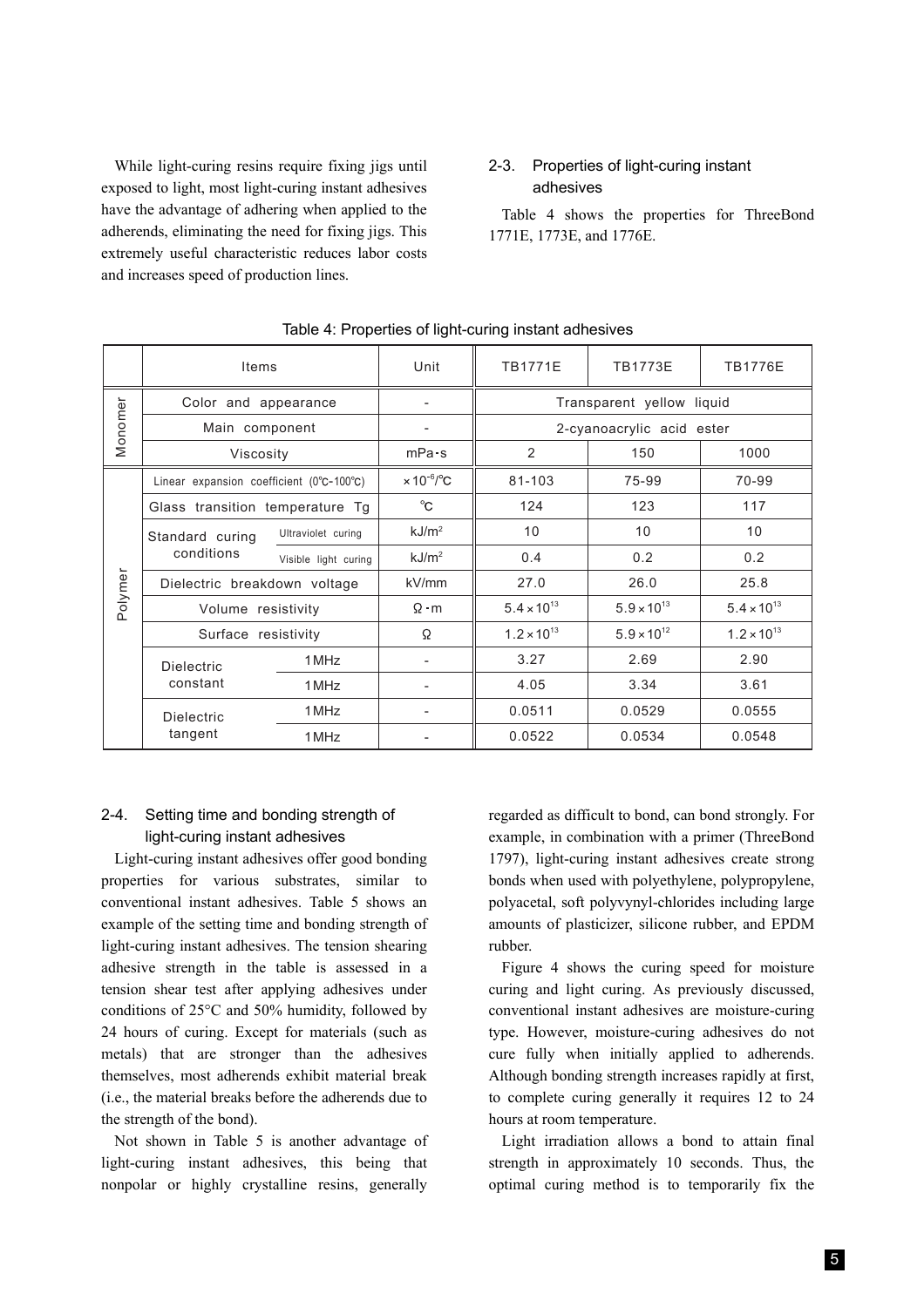While light-curing resins require fixing jigs until exposed to light, most light-curing instant adhesives have the advantage of adhering when applied to the adherends, eliminating the need for fixing jigs. This extremely useful characteristic reduces labor costs and increases speed of production lines.

## 2-3. Properties of light-curing instant adhesives

Table 4 shows the properties for ThreeBond 1771E, 1773E, and 1776E.

Table 4: Properties of light-curing instant adhesives

| | Items | | Unit | TB1771E | TB1773E | TB1776E |
|---|---|---|---|---|---|---|
| Monomer | Color and appearance | | - | Transparent yellow liquid | | |
| | Main component | | - | 2-cyanoacrylic acid ester | | |
| | Viscosity | | mPa･s | 2 | 150 | 1000 |
| Polymer | Linear expansion coefficient (0℃-100℃) | | $\times 10^{-6}$/℃ | 81-103 | 75-99 | 70-99 |
| | Glass transition temperature Tg | | ℃ | 124 | 123 | 117 |
| | Standard curing conditions | Ultraviolet curing | kJ/m$^2$ | 10 | 10 | 10 |
| | | Visible light curing | kJ/m$^2$ | 0.4 | 0.2 | 0.2 |
| | Dielectric breakdown voltage | | kV/mm | 27.0 | 26.0 | 25.8 |
| | Volume resistivity | | Ω･m | $5.4 \times 10^{13}$ | $5.9 \times 10^{13}$ | $5.4 \times 10^{13}$ |
| | Surface resistivity | | Ω | $1.2 \times 10^{13}$ | $5.9 \times 10^{12}$ | $1.2 \times 10^{13}$ |
| | Dielectric constant | 1MHz | - | 3.27 | 2.69 | 2.90 |
| | | 1MHz | - | 4.05 | 3.34 | 3.61 |
| | Dielectric tangent | 1MHz | - | 0.0511 | 0.0529 | 0.0555 |
| | | 1MHz | - | 0.0522 | 0.0534 | 0.0548 |

## 2-4. Setting time and bonding strength of light-curing instant adhesives

Light-curing instant adhesives offer good bonding properties for various substrates, similar to conventional instant adhesives. Table 5 shows an example of the setting time and bonding strength of light-curing instant adhesives. The tension shearing adhesive strength in the table is assessed in a tension shear test after applying adhesives under conditions of 25°C and 50% humidity, followed by 24 hours of curing. Except for materials (such as metals) that are stronger than the adhesives themselves, most adherends exhibit material break (i.e., the material breaks before the adherends due to the strength of the bond).

Not shown in Table 5 is another advantage of light-curing instant adhesives, this being that nonpolar or highly crystalline resins, generally regarded as difficult to bond, can bond strongly. For example, in combination with a primer (ThreeBond 1797), light-curing instant adhesives create strong bonds when used with polyethylene, polypropylene, polyacetal, soft polyvynyl-chlorides including large amounts of plasticizer, silicone rubber, and EPDM rubber.

Figure 4 shows the curing speed for moisture curing and light curing. As previously discussed, conventional instant adhesives are moisture-curing type. However, moisture-curing adhesives do not cure fully when initially applied to adherends. Although bonding strength increases rapidly at first, to complete curing generally it requires 12 to 24 hours at room temperature.

Light irradiation allows a bond to attain final strength in approximately 10 seconds. Thus, the optimal curing method is to temporarily fix the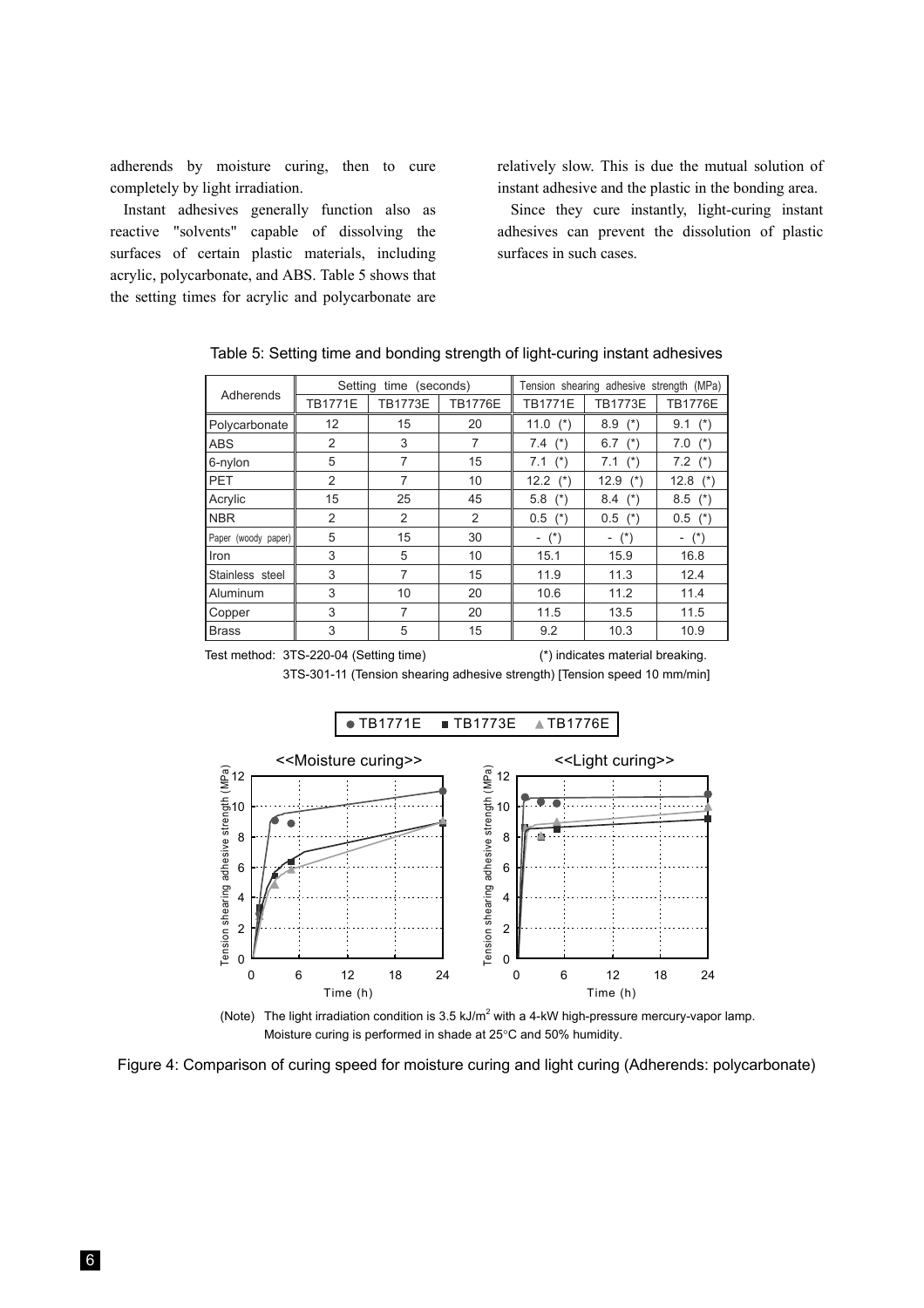adherends by moisture curing, then to cure completely by light irradiation.

Instant adhesives generally function also as reactive "solvents" capable of dissolving the surfaces of certain plastic materials, including acrylic, polycarbonate, and ABS. Table 5 shows that the setting times for acrylic and polycarbonate are relatively slow. This is due the mutual solution of instant adhesive and the plastic in the bonding area.

Since they cure instantly, light-curing instant adhesives can prevent the dissolution of plastic surfaces in such cases.

Table 5: Setting time and bonding strength of light-curing instant adhesives

| Adherends | Setting time (seconds) | | | Tension shearing adhesive strength (MPa) | | |
|---|---|---|---|---|---|---|
| | TB1771E | TB1773E | TB1776E | TB1771E | TB1773E | TB1776E |
| Polycarbonate | 12 | 15 | 20 | 11.0 (*) | 8.9 (*) | 9.1 (*) |
| ABS | 2 | 3 | 7 | 7.4 (*) | 6.7 (*) | 7.0 (*) |
| 6-nylon | 5 | 7 | 15 | 7.1 (*) | 7.1 (*) | 7.2 (*) |
| PET | 2 | 7 | 10 | 12.2 (*) | 12.9 (*) | 12.8 (*) |
| Acrylic | 15 | 25 | 45 | 5.8 (*) | 8.4 (*) | 8.5 (*) |
| NBR | 2 | 2 | 2 | 0.5 (*) | 0.5 (*) | 0.5 (*) |
| Paper (woody paper) | 5 | 15 | 30 | - (*) | - (*) | - (*) |
| Iron | 3 | 5 | 10 | 15.1 | 15.9 | 16.8 |
| Stainless steel | 3 | 7 | 15 | 11.9 | 11.3 | 12.4 |
| Aluminum | 3 | 10 | 20 | 10.6 | 11.2 | 11.4 |
| Copper | 3 | 7 | 20 | 11.5 | 13.5 | 11.5 |
| Brass | 3 | 5 | 15 | 9.2 | 10.3 | 10.9 |

Test method: 3TS-220-04 (Setting time)
3TS-301-11 (Tension shearing adhesive strength) [Tension speed 10 mm/min]

(*) indicates material breaking.

(Note) The light irradiation condition is 3.5 kJ/m$^2$ with a 4-kW high-pressure mercury-vapor lamp. Moisture curing is performed in shade at 25°C and 50% humidity.

Figure 4: Comparison of curing speed for moisture curing and light curing (Adherends: polycarbonate)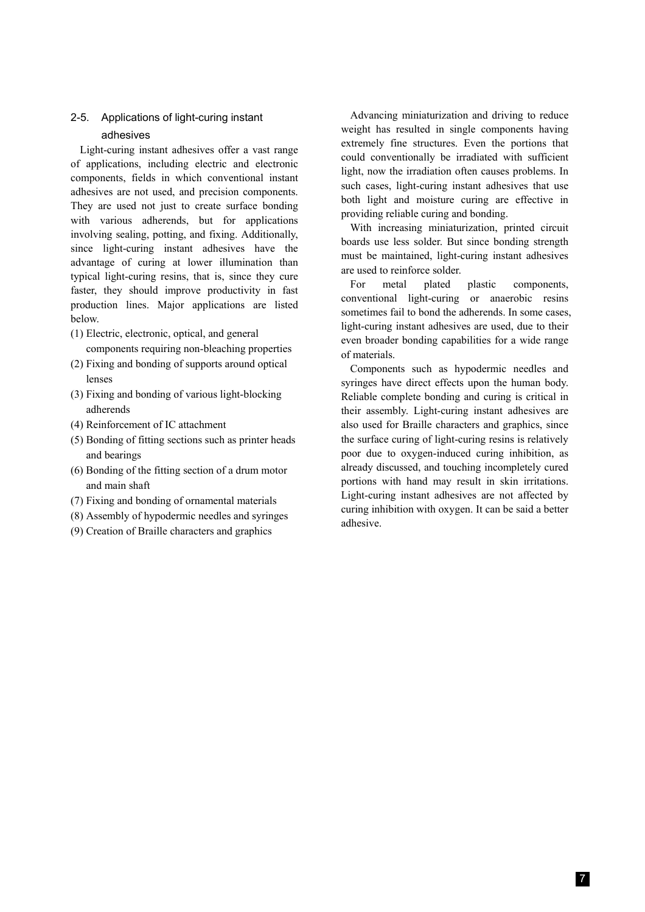## 2-5. Applications of light-curing instant adhesives

Light-curing instant adhesives offer a vast range of applications, including electric and electronic components, fields in which conventional instant adhesives are not used, and precision components. They are used not just to create surface bonding with various adherends, but for applications involving sealing, potting, and fixing. Additionally, since light-curing instant adhesives have the advantage of curing at lower illumination than typical light-curing resins, that is, since they cure faster, they should improve productivity in fast production lines. Major applications are listed below.

(1) Electric, electronic, optical, and general components requiring non-bleaching properties
(2) Fixing and bonding of supports around optical lenses
(3) Fixing and bonding of various light-blocking adherends
(4) Reinforcement of IC attachment
(5) Bonding of fitting sections such as printer heads and bearings
(6) Bonding of the fitting section of a drum motor and main shaft
(7) Fixing and bonding of ornamental materials
(8) Assembly of hypodermic needles and syringes
(9) Creation of Braille characters and graphics

Advancing miniaturization and driving to reduce weight has resulted in single components having extremely fine structures. Even the portions that could conventionally be irradiated with sufficient light, now the irradiation often causes problems. In such cases, light-curing instant adhesives that use both light and moisture curing are effective in providing reliable curing and bonding.

With increasing miniaturization, printed circuit boards use less solder. But since bonding strength must be maintained, light-curing instant adhesives are used to reinforce solder.

For metal plated plastic components, conventional light-curing or anaerobic resins sometimes fail to bond the adherends. In some cases, light-curing instant adhesives are used, due to their even broader bonding capabilities for a wide range of materials.

Components such as hypodermic needles and syringes have direct effects upon the human body. Reliable complete bonding and curing is critical in their assembly. Light-curing instant adhesives are also used for Braille characters and graphics, since the surface curing of light-curing resins is relatively poor due to oxygen-induced curing inhibition, as already discussed, and touching incompletely cured portions with hand may result in skin irritations. Light-curing instant adhesives are not affected by curing inhibition with oxygen. It can be said a better adhesive.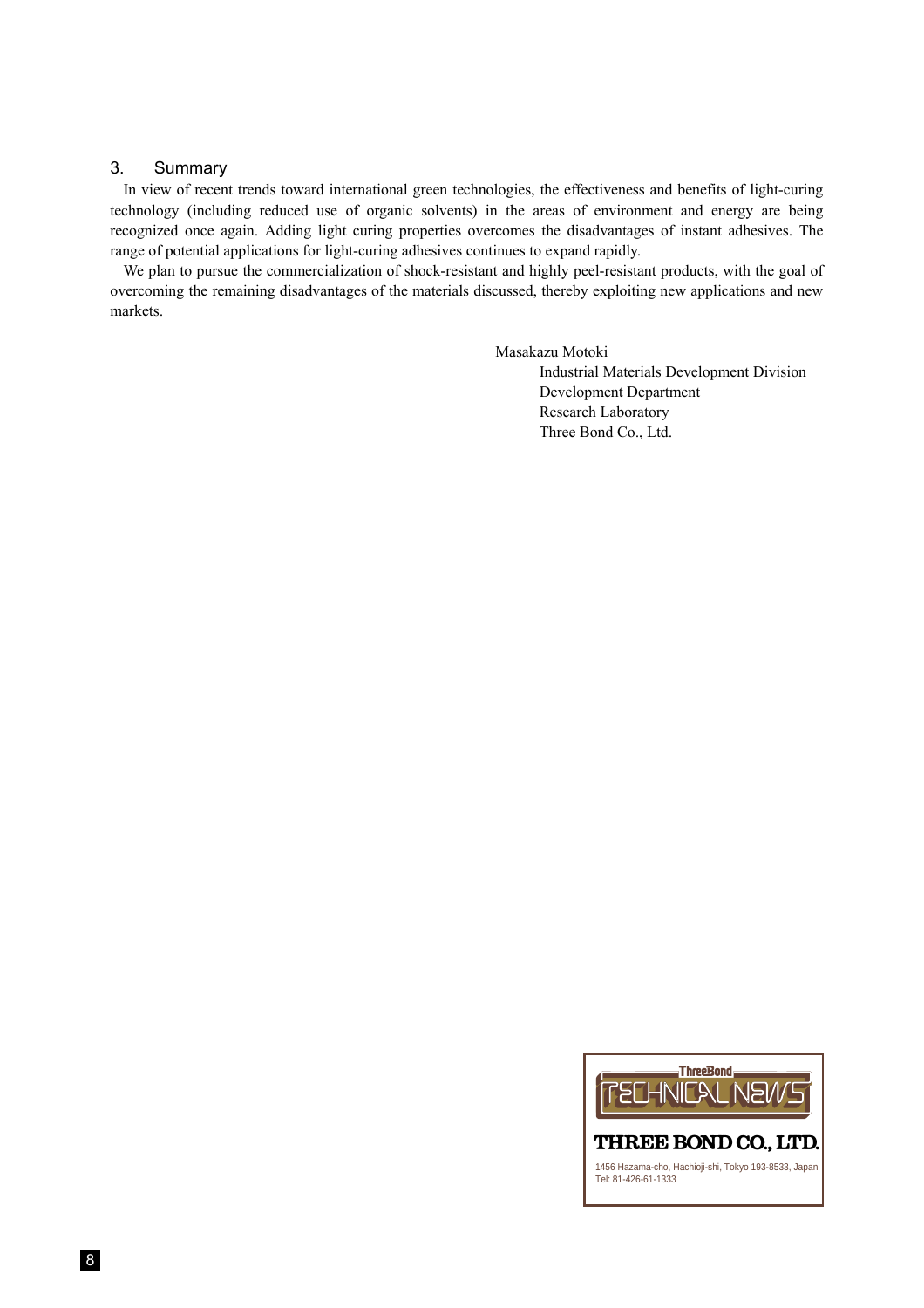## 3. Summary

In view of recent trends toward international green technologies, the effectiveness and benefits of light-curing technology (including reduced use of organic solvents) in the areas of environment and energy are being recognized once again. Adding light curing properties overcomes the disadvantages of instant adhesives. The range of potential applications for light-curing adhesives continues to expand rapidly.

We plan to pursue the commercialization of shock-resistant and highly peel-resistant products, with the goal of overcoming the remaining disadvantages of the materials discussed, thereby exploiting new applications and new markets.

Masakazu Motoki
Industrial Materials Development Division
Development Department
Research Laboratory
Three Bond Co., Ltd.

ThreeBond
TECHNICAL NEWS

**THREE BOND CO., LTD.**

1456 Hazama-cho, Hachioji-shi, Tokyo 193-8533, Japan
Tel: 81-426-61-1333